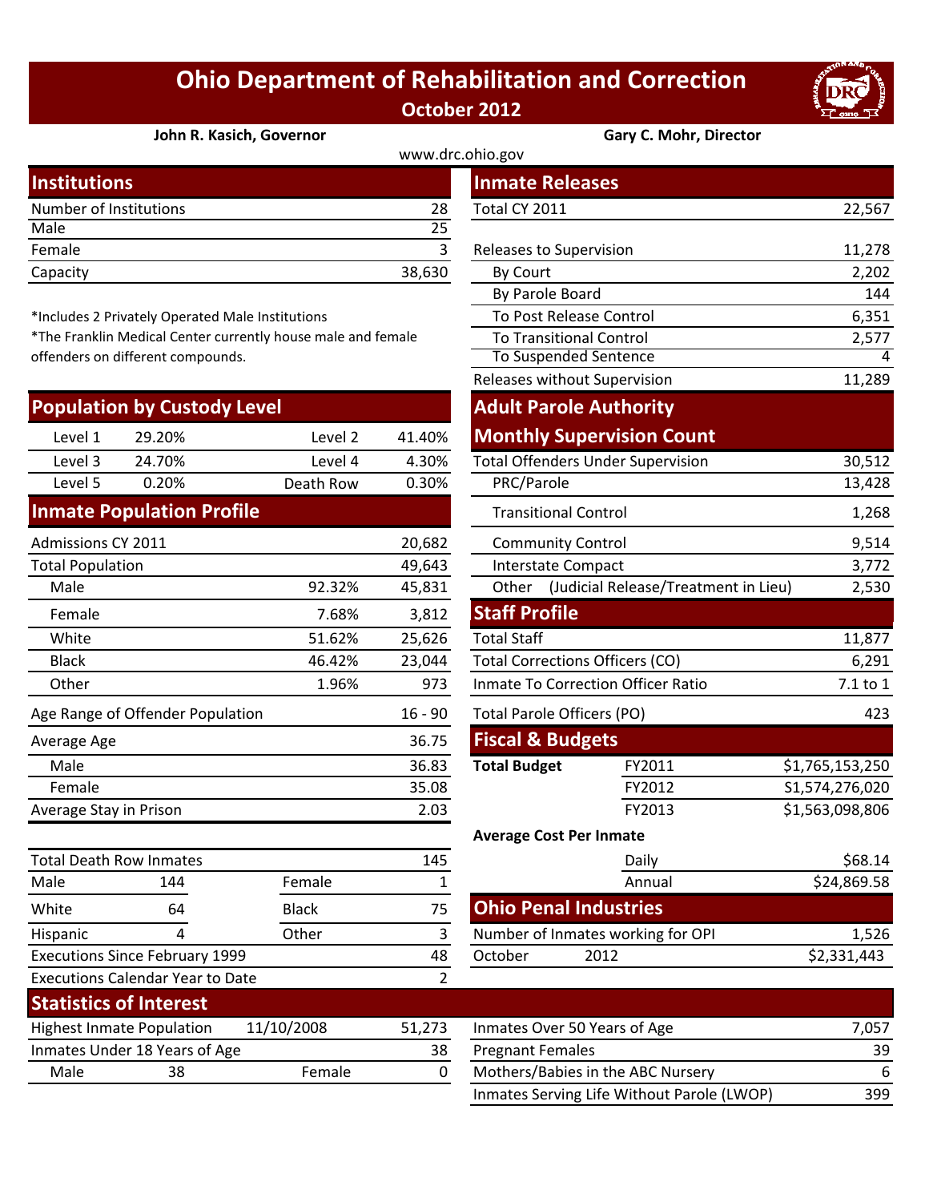# Ohio Department of Rehabilitation and Correction

**October 2012**

**John R. Kasich, Governor** | **Gary C. Mohr, Director**

www.drc.ohio.gov

## Institutions

| | |
|---|---|
| Number of Institutions | 28 |
| Male | 25 |
| Female | 3 |
| Capacity | 38,630 |

*Includes 2 Privately Operated Male Institutions
*The Franklin Medical Center currently house male and female offenders on different compounds.

## Population by Custody Level

| | | | |
|---|---|---|---|
| Level 1 | 29.20% | Level 2 | 41.40% |
| Level 3 | 24.70% | Level 4 | 4.30% |
| Level 5 | 0.20% | Death Row | 0.30% |

## Inmate Population Profile

| | | |
|---|---|---|
| Admissions CY 2011 | | 20,682 |
| Total Population | | 49,643 |
| Male | 92.32% | 45,831 |
| Female | 7.68% | 3,812 |
| White | 51.62% | 25,626 |
| Black | 46.42% | 23,044 |
| Other | 1.96% | 973 |
| Age Range of Offender Population | | 16 - 90 |
| Average Age | | 36.75 |
| Male | | 36.83 |
| Female | | 35.08 |
| Average Stay in Prison | | 2.03 |

| | | | |
|---|---|---|---|
| Total Death Row Inmates | | | 145 |
| Male | 144 | Female | 1 |
| White | 64 | Black | 75 |
| Hispanic | 4 | Other | 3 |
| Executions Since February 1999 | | | 48 |
| Executions Calendar Year to Date | | | 2 |

## Inmate Releases

| | |
|---|---|
| Total CY 2011 | 22,567 |
| Releases to Supervision | 11,278 |
| By Court | 2,202 |
| By Parole Board | 144 |
| To Post Release Control | 6,351 |
| To Transitional Control | 2,577 |
| To Suspended Sentence | 4 |
| Releases without Supervision | 11,289 |

## Adult Parole Authority Monthly Supervision Count

| | |
|---|---|
| Total Offenders Under Supervision | 30,512 |
| PRC/Parole | 13,428 |
| Transitional Control | 1,268 |
| Community Control | 9,514 |
| Interstate Compact | 3,772 |
| Other (Judicial Release/Treatment in Lieu) | 2,530 |

## Staff Profile

| | |
|---|---|
| Total Staff | 11,877 |
| Total Corrections Officers (CO) | 6,291 |
| Inmate To Correction Officer Ratio | 7.1 to 1 |
| Total Parole Officers (PO) | 423 |

## Fiscal & Budgets

| | | |
|---|---|---|
| **Total Budget** | FY2011 | $1,765,153,250 |
| | FY2012 | $1,574,276,020 |
| | FY2013 | $1,563,098,806 |

**Average Cost Per Inmate**

| | |
|---|---|
| Daily | $68.14 |
| Annual | $24,869.58 |

## Ohio Penal Industries

| | | |
|---|---|---|
| Number of Inmates working for OPI | | 1,526 |
| October | 2012 | $2,331,443 |

## Statistics of Interest

| | | | |
|---|---|---|---|
| Highest Inmate Population | 11/10/2008 | | 51,273 |
| Inmates Under 18 Years of Age | | | 38 |
| Male | 38 | Female | 0 |

| | |
|---|---|
| Inmates Over 50 Years of Age | 7,057 |
| Pregnant Females | 39 |
| Mothers/Babies in the ABC Nursery | 6 |
| Inmates Serving Life Without Parole (LWOP) | 399 |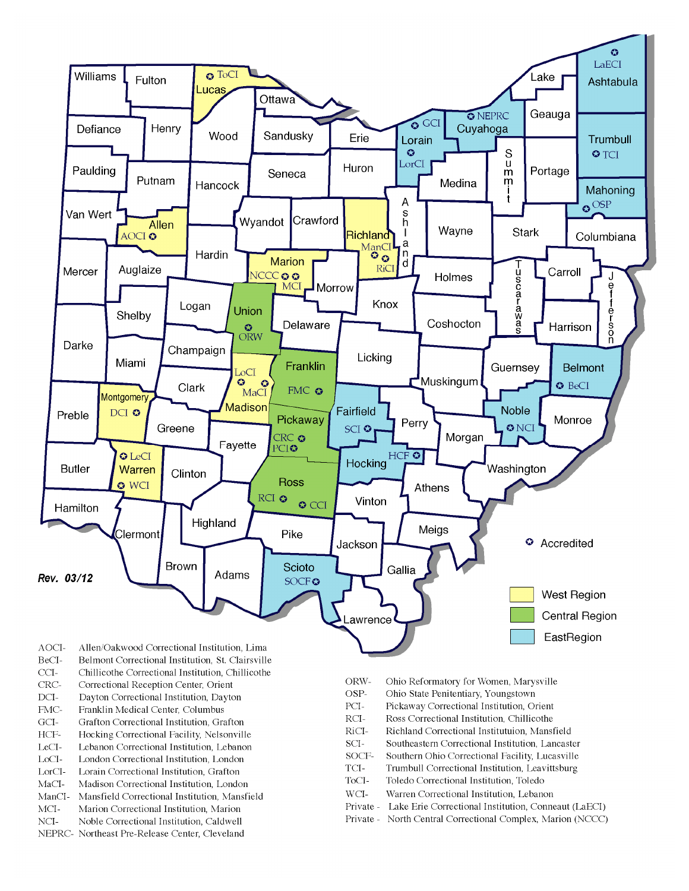Rev. 03/12

✪ Accredited

- West Region
- Central Region
- EastRegion

| | |
|---|---|
| AOCI- | Allen/Oakwood Correctional Institution, Lima |
| BeCI- | Belmont Correctional Institution, St. Clairsville |
| CCI- | Chillicothe Correctional Institution, Chillicothe |
| CRC- | Correctional Reception Center, Orient |
| DCI- | Dayton Correctional Institution, Dayton |
| FMC- | Franklin Medical Center, Columbus |
| GCI- | Grafton Correctional Institution, Grafton |
| HCF- | Hocking Correctional Facility, Nelsonville |
| LeCI- | Lebanon Correctional Institution, Lebanon |
| LoCI- | London Correctional Institution, London |
| LorCI- | Lorain Correctional Institution, Grafton |
| MaCI- | Madison Correctional Institution, London |
| ManCI- | Mansfield Correctional Institution, Mansfield |
| MCI- | Marion Correctional Institution, Marion |
| NCI- | Noble Correctional Institution, Caldwell |
| NEPRC- | Northeast Pre-Release Center, Cleveland |
| ORW- | Ohio Reformatory for Women, Marysville |
| OSP- | Ohio State Penitentiary, Youngstown |
| PCI- | Pickaway Correctional Institution, Orient |
| RCI- | Ross Correctional Institution, Chillicothe |
| RiCI- | Richland Correctional Institutuion, Mansfield |
| SCI- | Southeastern Correctional Institution, Lancaster |
| SOCF- | Southern Ohio Correctional Facility, Lucasville |
| TCI- | Trumbull Correctional Institution, Leavittsburg |
| ToCI- | Toledo Correctional Institution, Toledo |
| WCI- | Warren Correctional Institution, Lebanon |
| Private - | Lake Erie Correctional Institution, Conneaut (LaECI) |
| Private - | North Central Correctional Complex, Marion (NCCC) |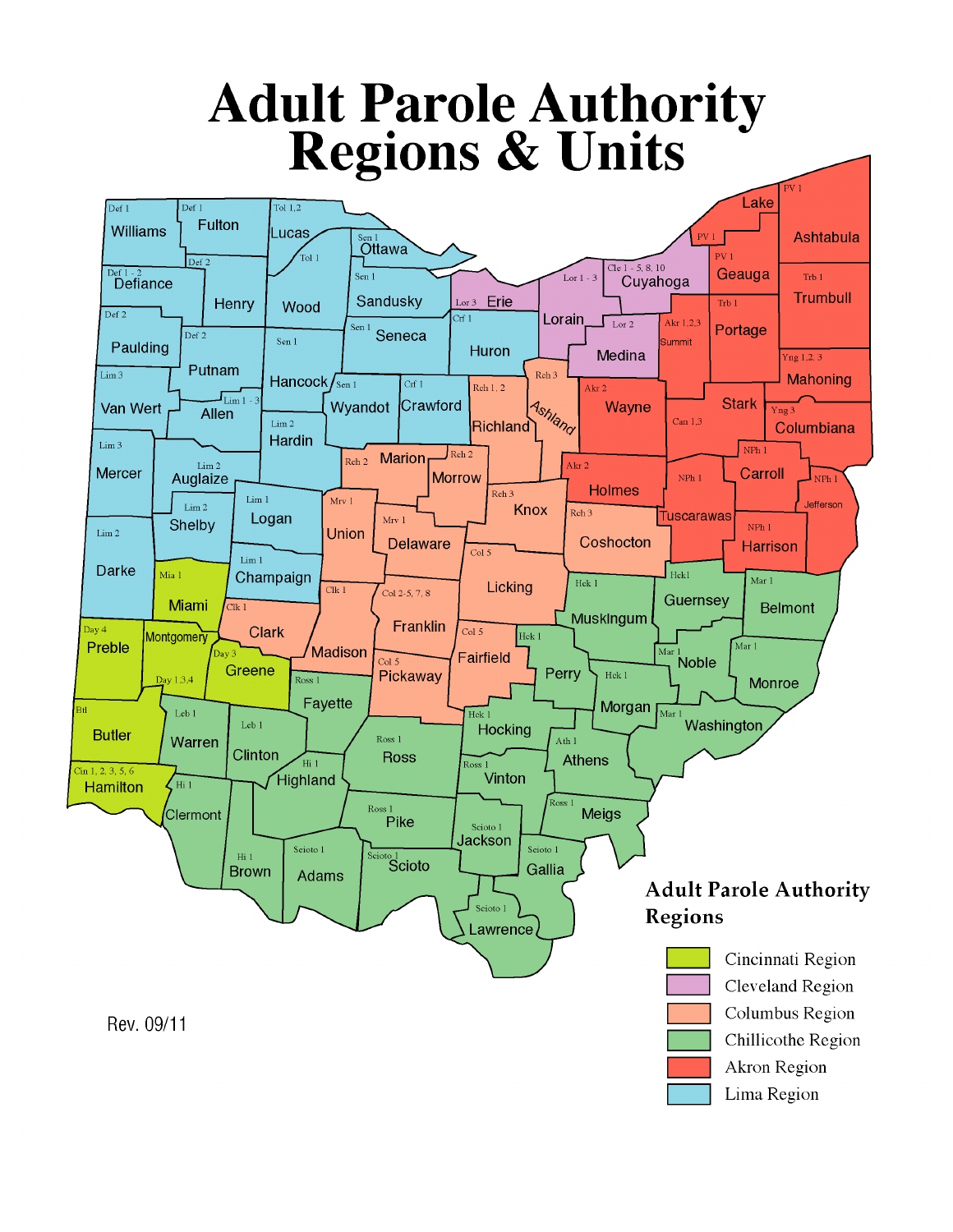# Adult Parole Authority Regions & Units

Def 1 Williams
Def 1 Fulton
Tol 1,2 Lucas
Sen 1 Ottawa
Def 1 - 2 Defiance
Def 2 Henry
Tol 1 Wood
Sen 1 Sandusky
Lor 3 Erie
Lor 1 - 3 Lorain
Cle 1 - 5, 8, 10 Cuyahoga
PV 1 Lake
PV 1 Ashtabula
PV 1 Geauga
Trb 1 Trumbull
Def 2 Paulding
Def 2 Putnam
Sen 1 Hancock
Sen 1 Seneca
Crf 1 Huron
Lor 2 Medina
Akr 1,2,3 Summit
Trb 1 Portage
Yng 1,2, 3 Mahoning
Lim 3 Van Wert
Lim 1 - 3 Allen
Sen 1 Wyandot
Crf 1 Crawford
Rch 1, 2 Richland
Rch 3 Ashland
Akr 2 Wayne
Stark
Can 1,3
Yng 3 Columbiana
Lim 3 Mercer
Lim 2 Auglaize
Lim 2 Hardin
Rch 2 Marion
Rch 2 Morrow
Akr 2 Holmes
NPh 1 Tuscarawas
NPh 1 Carroll
NPh 1 Jefferson
Lim 2 Shelby
Lim 1 Logan
Mrv 1 Union
Mrv 1 Delaware
Rch 3 Knox
Rch 3 Coshocton
NPh 1 Harrison
Lim 2 Darke
Mia 1 Miami
Lim 1 Champaign
Col 5 Licking
Hck 1 Muskingum
Hck1 Guernsey
Mar 1 Belmont
Clk 1 Clark
Clk 1 Madison
Col 2-5, 7, 8 Franklin
Day 4 Preble
Montgomery
Day 1,3,4
Day 3 Greene
Col 5 Fairfield
Hck 1 Perry
Mar 1 Noble
Mar 1 Monroe
Ross 1 Fayette
Col 5 Pickaway
Hck 1 Morgan
Btl Butler
Leb 1 Warren
Leb 1 Clinton
Hck 1 Hocking
Mar 1 Washington
Ross 1 Ross
Ath 1 Athens
Cin 1, 2, 3, 5, 6 Hamilton
Hi 1 Clermont
Hi 1 Highland
Ross 1 Vinton
Ross 1 Pike
Ross 1 Meigs
Sciotо 1 Jackson
Hi 1 Brown
Scioto 1 Adams
Scioto 1 Scioto
Scioto 1 Gallia
Scioto 1 Lawrence

**Adult Parole Authority Regions**

- Cincinnati Region
- Cleveland Region
- Columbus Region
- Chillicothe Region
- Akron Region
- Lima Region

Rev. 09/11